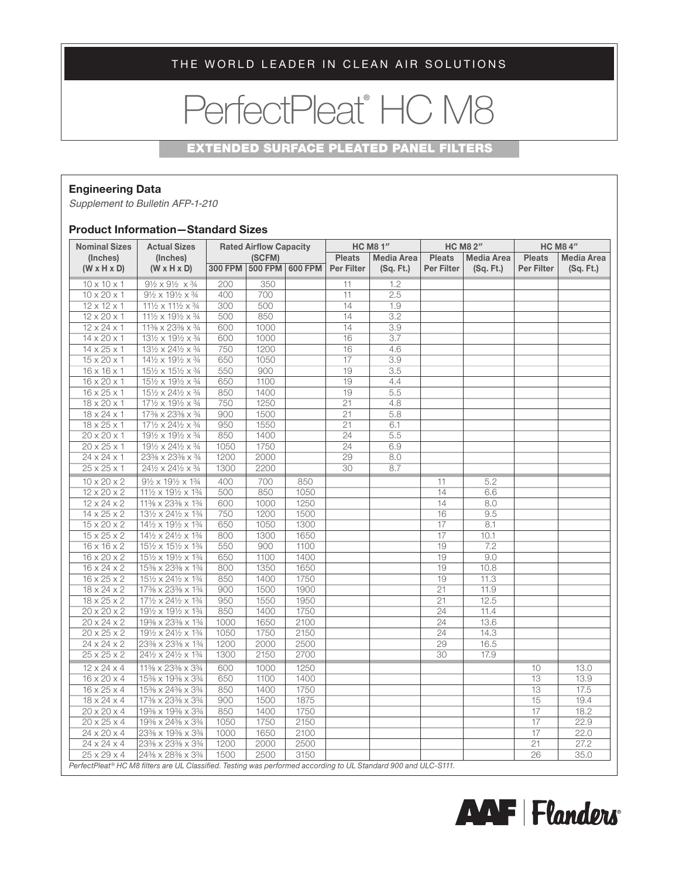THE WORLD LEADER IN CLEAN AIR SOLUTIONS

# PerfectPleat® HC M8

## EXTENDED SURFACE PLEATED PANEL FILTERS

### Engineering Data

*Supplement to Bulletin AFP-1-210*

### Product Information—Standard Sizes

| Nominal Sizes (Inches) (W x H x D) | Actual Sizes (Inches) (W x H x D) | Rated Airflow Capacity (SCFM) | | | HC M8 1″ | | HC M8 2″ | | HC M8 4″ | |
|---|---|---|---|---|---|---|---|---|---|---|
| | | 300 FPM | 500 FPM | 600 FPM | Pleats Per Filter | Media Area (Sq. Ft.) | Pleats Per Filter | Media Area (Sq. Ft.) | Pleats Per Filter | Media Area (Sq. Ft.) |
| 10 x 10 x 1 | 9½ x 9½ x ¾ | 200 | 350 | | 11 | 1.2 | | | | |
| 10 x 20 x 1 | 9½ x 19½ x ¾ | 400 | 700 | | 11 | 2.5 | | | | |
| 12 x 12 x 1 | 11½ x 11½ x ¾ | 300 | 500 | | 14 | 1.9 | | | | |
| 12 x 20 x 1 | 11½ x 19½ x ¾ | 500 | 850 | | 14 | 3.2 | | | | |
| 12 x 24 x 1 | 11⅜ x 23⅜ x ¾ | 600 | 1000 | | 14 | 3.9 | | | | |
| 14 x 20 x 1 | 13½ x 19½ x ¾ | 600 | 1000 | | 16 | 3.7 | | | | |
| 14 x 25 x 1 | 13½ x 24½ x ¾ | 750 | 1200 | | 16 | 4.6 | | | | |
| 15 x 20 x 1 | 14½ x 19½ x ¾ | 650 | 1050 | | 17 | 3.9 | | | | |
| 16 x 16 x 1 | 15½ x 15½ x ¾ | 550 | 900 | | 19 | 3.5 | | | | |
| 16 x 20 x 1 | 15½ x 19½ x ¾ | 650 | 1100 | | 19 | 4.4 | | | | |
| 16 x 25 x 1 | 15½ x 24½ x ¾ | 850 | 1400 | | 19 | 5.5 | | | | |
| 18 x 20 x 1 | 17½ x 19½ x ¾ | 750 | 1250 | | 21 | 4.8 | | | | |
| 18 x 24 x 1 | 17⅜ x 23⅜ x ¾ | 900 | 1500 | | 21 | 5.8 | | | | |
| 18 x 25 x 1 | 17½ x 24½ x ¾ | 950 | 1550 | | 21 | 6.1 | | | | |
| 20 x 20 x 1 | 19½ x 19½ x ¾ | 850 | 1400 | | 24 | 5.5 | | | | |
| 20 x 25 x 1 | 19½ x 24½ x ¾ | 1050 | 1750 | | 24 | 6.9 | | | | |
| 24 x 24 x 1 | 23⅜ x 23⅜ x ¾ | 1200 | 2000 | | 29 | 8.0 | | | | |
| 25 x 25 x 1 | 24½ x 24½ x ¾ | 1300 | 2200 | | 30 | 8.7 | | | | |
| 10 x 20 x 2 | 9½ x 19½ x 1¾ | 400 | 700 | 850 | | | 11 | 5.2 | | |
| 12 x 20 x 2 | 11½ x 19½ x 1¾ | 500 | 850 | 1050 | | | 14 | 6.6 | | |
| 12 x 24 x 2 | 11⅜ x 23⅜ x 1¾ | 600 | 1000 | 1250 | | | 14 | 8.0 | | |
| 14 x 25 x 2 | 13½ x 24½ x 1¾ | 750 | 1200 | 1500 | | | 16 | 9.5 | | |
| 15 x 20 x 2 | 14½ x 19½ x 1¾ | 650 | 1050 | 1300 | | | 17 | 8.1 | | |
| 15 x 25 x 2 | 14½ x 24½ x 1¾ | 800 | 1300 | 1650 | | | 17 | 10.1 | | |
| 16 x 16 x 2 | 15½ x 15½ x 1¾ | 550 | 900 | 1100 | | | 19 | 7.2 | | |
| 16 x 20 x 2 | 15½ x 19½ x 1¾ | 650 | 1100 | 1400 | | | 19 | 9.0 | | |
| 16 x 24 x 2 | 15⅝ x 23⅝ x 1¾ | 800 | 1350 | 1650 | | | 19 | 10.8 | | |
| 16 x 25 x 2 | 15½ x 24½ x 1¾ | 850 | 1400 | 1750 | | | 19 | 11.3 | | |
| 18 x 24 x 2 | 17⅜ x 23⅜ x 1¾ | 900 | 1500 | 1900 | | | 21 | 11.9 | | |
| 18 x 25 x 2 | 17½ x 24½ x 1¾ | 950 | 1550 | 1950 | | | 21 | 12.5 | | |
| 20 x 20 x 2 | 19½ x 19½ x 1¾ | 850 | 1400 | 1750 | | | 24 | 11.4 | | |
| 20 x 24 x 2 | 19⅜ x 23⅜ x 1¾ | 1000 | 1650 | 2100 | | | 24 | 13.6 | | |
| 20 x 25 x 2 | 19½ x 24½ x 1¾ | 1050 | 1750 | 2150 | | | 24 | 14.3 | | |
| 24 x 24 x 2 | 23⅜ x 23⅜ x 1¾ | 1200 | 2000 | 2500 | | | 29 | 16.5 | | |
| 25 x 25 x 2 | 24½ x 24½ x 1¾ | 1300 | 2150 | 2700 | | | 30 | 17.9 | | |
| 12 x 24 x 4 | 11⅜ x 23⅜ x 3¾ | 600 | 1000 | 1250 | | | | | 10 | 13.0 |
| 16 x 20 x 4 | 15⅝ x 19⅝ x 3¾ | 650 | 1100 | 1400 | | | | | 13 | 13.9 |
| 16 x 25 x 4 | 15⅝ x 24⅜ x 3¾ | 850 | 1400 | 1750 | | | | | 13 | 17.5 |
| 18 x 24 x 4 | 17⅜ x 23⅜ x 3¾ | 900 | 1500 | 1875 | | | | | 15 | 19.4 |
| 20 x 20 x 4 | 19⅝ x 19⅝ x 3¾ | 850 | 1400 | 1750 | | | | | 17 | 18.2 |
| 20 x 25 x 4 | 19⅝ x 24⅜ x 3¾ | 1050 | 1750 | 2150 | | | | | 17 | 22.9 |
| 24 x 20 x 4 | 23⅜ x 19⅝ x 3¾ | 1000 | 1650 | 2100 | | | | | 17 | 22.0 |
| 24 x 24 x 4 | 23⅜ x 23⅜ x 3¾ | 1200 | 2000 | 2500 | | | | | 21 | 27.2 |
| 25 x 29 x 4 | 24⅝ x 28⅝ x 3¾ | 1500 | 2500 | 3150 | | | | | 26 | 35.0 |

*PerfectPleat® HC M8 filters are UL Classified. Testing was performed according to UL Standard 900 and ULC-S111.*

AAF | Flanders®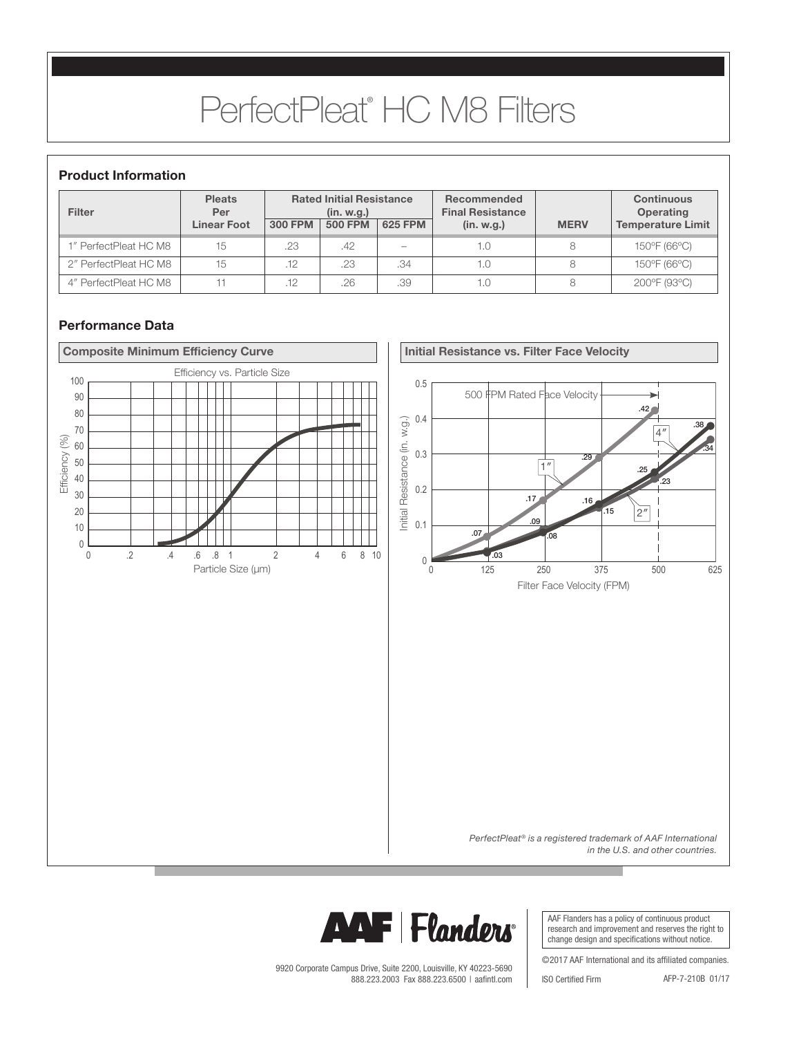# PerfectPleat® HC M8 Filters

## Product Information

| Filter | Pleats Per Linear Foot | Rated Initial Resistance (in. w.g.) | | | Recommended Final Resistance (in. w.g.) | MERV | Continuous Operating Temperature Limit |
|---|---|---|---|---|---|---|---|
| | | 300 FPM | 500 FPM | 625 FPM | | | |
| 1″ PerfectPleat HC M8 | 15 | .23 | .42 | – | 1.0 | 8 | 150°F (66°C) |
| 2″ PerfectPleat HC M8 | 15 | .12 | .23 | .34 | 1.0 | 8 | 150°F (66°C) |
| 4″ PerfectPleat HC M8 | 11 | .12 | .26 | .39 | 1.0 | 8 | 200°F (93°C) |

## Performance Data

### Composite Minimum Efficiency Curve

Efficiency vs. Particle Size

Efficiency (%)

100
90
80
70
60
50
40
30
20
10
0

0 .2 .4 .6 .8 1 2 4 6 8 10

Particle Size (µm)

### Initial Resistance vs. Filter Face Velocity

500 FPM Rated Face Velocity

Initial Resistance (in. w.g.)

0.5
0.4
0.3
0.2
0.1
0

0 125 250 375 500 625

Filter Face Velocity (FPM)

1″
2″
4″

.07 .17 .29 .42
.03 .09 .16 .25 .38
.08 .15 .23 .34

*PerfectPleat® is a registered trademark of AAF International in the U.S. and other countries.*

AAF | Flanders®

9920 Corporate Campus Drive, Suite 2200, Louisville, KY 40223-5690
888.223.2003 Fax 888.223.6500 | aafintl.com

AAF Flanders has a policy of continuous product research and improvement and reserves the right to change design and specifications without notice.

©2017 AAF International and its affiliated companies.

ISO Certified Firm AFP-7-210B 01/17